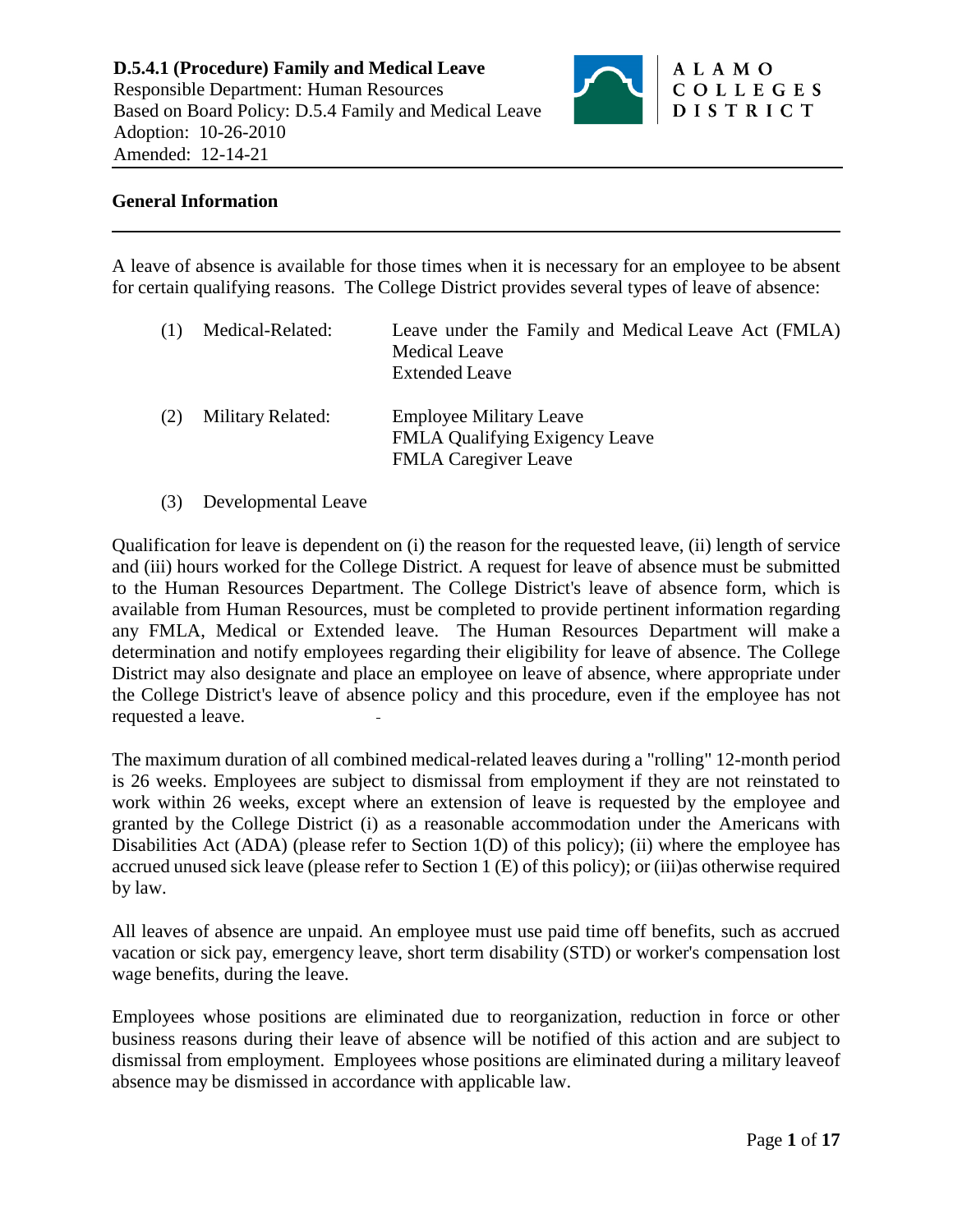**D.5.4.1 (Procedure) Family and Medical Leave**
Responsible Department: Human Resources
Based on Board Policy: D.5.4 Family and Medical Leave
Adoption: 10-26-2010
Amended: 12-14-21

ALAMO COLLEGES DISTRICT

## General Information

A leave of absence is available for those times when it is necessary for an employee to be absent for certain qualifying reasons. The College District provides several types of leave of absence:

(1) Medical-Related: Leave under the Family and Medical Leave Act (FMLA)
Medical Leave
Extended Leave

(2) Military Related: Employee Military Leave
FMLA Qualifying Exigency Leave
FMLA Caregiver Leave

(3) Developmental Leave

Qualification for leave is dependent on (i) the reason for the requested leave, (ii) length of service and (iii) hours worked for the College District. A request for leave of absence must be submitted to the Human Resources Department. The College District's leave of absence form, which is available from Human Resources, must be completed to provide pertinent information regarding any FMLA, Medical or Extended leave. The Human Resources Department will make a determination and notify employees regarding their eligibility for leave of absence. The College District may also designate and place an employee on leave of absence, where appropriate under the College District's leave of absence policy and this procedure, even if the employee has not requested a leave.

The maximum duration of all combined medical-related leaves during a "rolling" 12-month period is 26 weeks. Employees are subject to dismissal from employment if they are not reinstated to work within 26 weeks, except where an extension of leave is requested by the employee and granted by the College District (i) as a reasonable accommodation under the Americans with Disabilities Act (ADA) (please refer to Section 1(D) of this policy); (ii) where the employee has accrued unused sick leave (please refer to Section 1 (E) of this policy); or (iii)as otherwise required by law.

All leaves of absence are unpaid. An employee must use paid time off benefits, such as accrued vacation or sick pay, emergency leave, short term disability (STD) or worker's compensation lost wage benefits, during the leave.

Employees whose positions are eliminated due to reorganization, reduction in force or other business reasons during their leave of absence will be notified of this action and are subject to dismissal from employment. Employees whose positions are eliminated during a military leaveof absence may be dismissed in accordance with applicable law.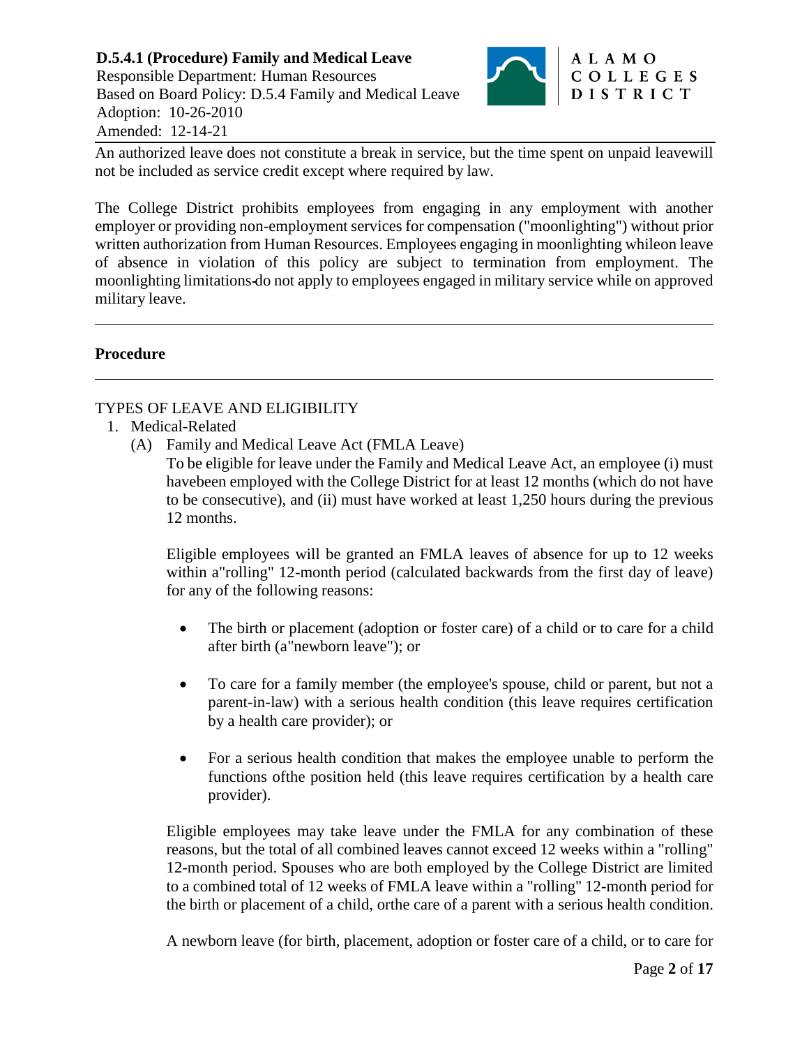An authorized leave does not constitute a break in service, but the time spent on unpaid leavewill not be included as service credit except where required by law.

The College District prohibits employees from engaging in any employment with another employer or providing non-employment services for compensation ("moonlighting") without prior written authorization from Human Resources. Employees engaging in moonlighting whileon leave of absence in violation of this policy are subject to termination from employment. The moonlighting limitations do not apply to employees engaged in military service while on approved military leave.

---

**Procedure**

---

TYPES OF LEAVE AND ELIGIBILITY

1. Medical-Related
   (A) Family and Medical Leave Act (FMLA Leave)

   To be eligible for leave under the Family and Medical Leave Act, an employee (i) must havebeen employed with the College District for at least 12 months (which do not have to be consecutive), and (ii) must have worked at least 1,250 hours during the previous 12 months.

   Eligible employees will be granted an FMLA leaves of absence for up to 12 weeks within a"rolling" 12-month period (calculated backwards from the first day of leave) for any of the following reasons:

   - The birth or placement (adoption or foster care) of a child or to care for a child after birth (a"newborn leave"); or

   - To care for a family member (the employee's spouse, child or parent, but not a parent-in-law) with a serious health condition (this leave requires certification by a health care provider); or

   - For a serious health condition that makes the employee unable to perform the functions ofthe position held (this leave requires certification by a health care provider).

   Eligible employees may take leave under the FMLA for any combination of these reasons, but the total of all combined leaves cannot exceed 12 weeks within a "rolling" 12-month period. Spouses who are both employed by the College District are limited to a combined total of 12 weeks of FMLA leave within a "rolling" 12-month period for the birth or placement of a child, orthe care of a parent with a serious health condition.

   A newborn leave (for birth, placement, adoption or foster care of a child, or to care for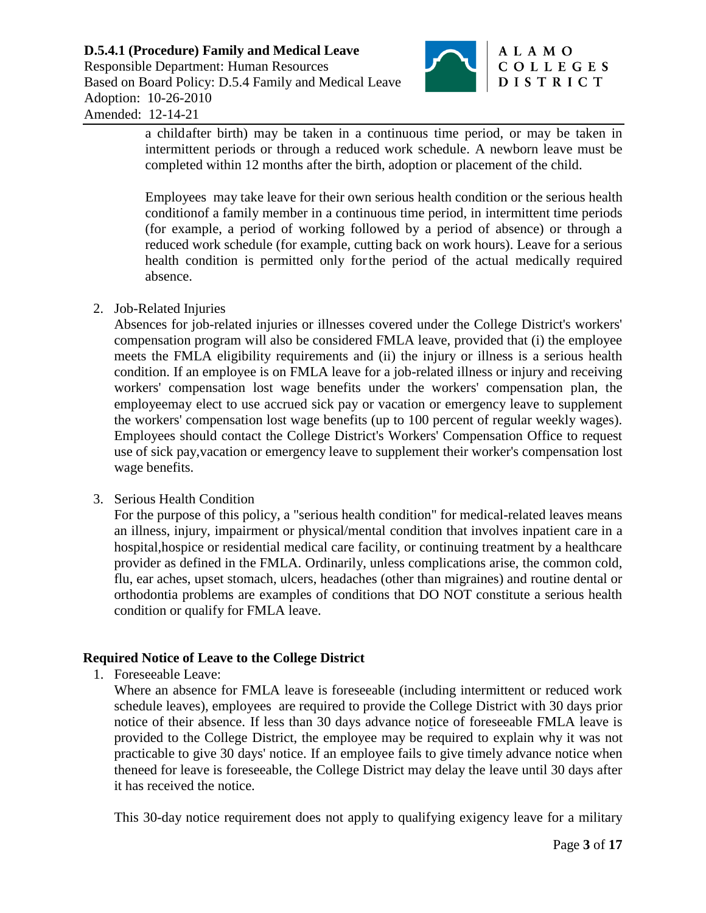a childafter birth) may be taken in a continuous time period, or may be taken in intermittent periods or through a reduced work schedule. A newborn leave must be completed within 12 months after the birth, adoption or placement of the child.

Employees may take leave for their own serious health condition or the serious health conditionof a family member in a continuous time period, in intermittent time periods (for example, a period of working followed by a period of absence) or through a reduced work schedule (for example, cutting back on work hours). Leave for a serious health condition is permitted only forthe period of the actual medically required absence.

2. Job-Related Injuries
   Absences for job-related injuries or illnesses covered under the College District's workers' compensation program will also be considered FMLA leave, provided that (i) the employee meets the FMLA eligibility requirements and (ii) the injury or illness is a serious health condition. If an employee is on FMLA leave for a job-related illness or injury and receiving workers' compensation lost wage benefits under the workers' compensation plan, the employeemay elect to use accrued sick pay or vacation or emergency leave to supplement the workers' compensation lost wage benefits (up to 100 percent of regular weekly wages). Employees should contact the College District's Workers' Compensation Office to request use of sick pay,vacation or emergency leave to supplement their worker's compensation lost wage benefits.

3. Serious Health Condition
   For the purpose of this policy, a "serious health condition" for medical-related leaves means an illness, injury, impairment or physical/mental condition that involves inpatient care in a hospital,hospice or residential medical care facility, or continuing treatment by a healthcare provider as defined in the FMLA. Ordinarily, unless complications arise, the common cold, flu, ear aches, upset stomach, ulcers, headaches (other than migraines) and routine dental or orthodontia problems are examples of conditions that DO NOT constitute a serious health condition or qualify for FMLA leave.

**Required Notice of Leave to the College District**

1. Foreseeable Leave:
   Where an absence for FMLA leave is foreseeable (including intermittent or reduced work schedule leaves), employees are required to provide the College District with 30 days prior notice of their absence. If less than 30 days advance notice of foreseeable FMLA leave is provided to the College District, the employee may be required to explain why it was not practicable to give 30 days' notice. If an employee fails to give timely advance notice when theneed for leave is foreseeable, the College District may delay the leave until 30 days after it has received the notice.

   This 30-day notice requirement does not apply to qualifying exigency leave for a military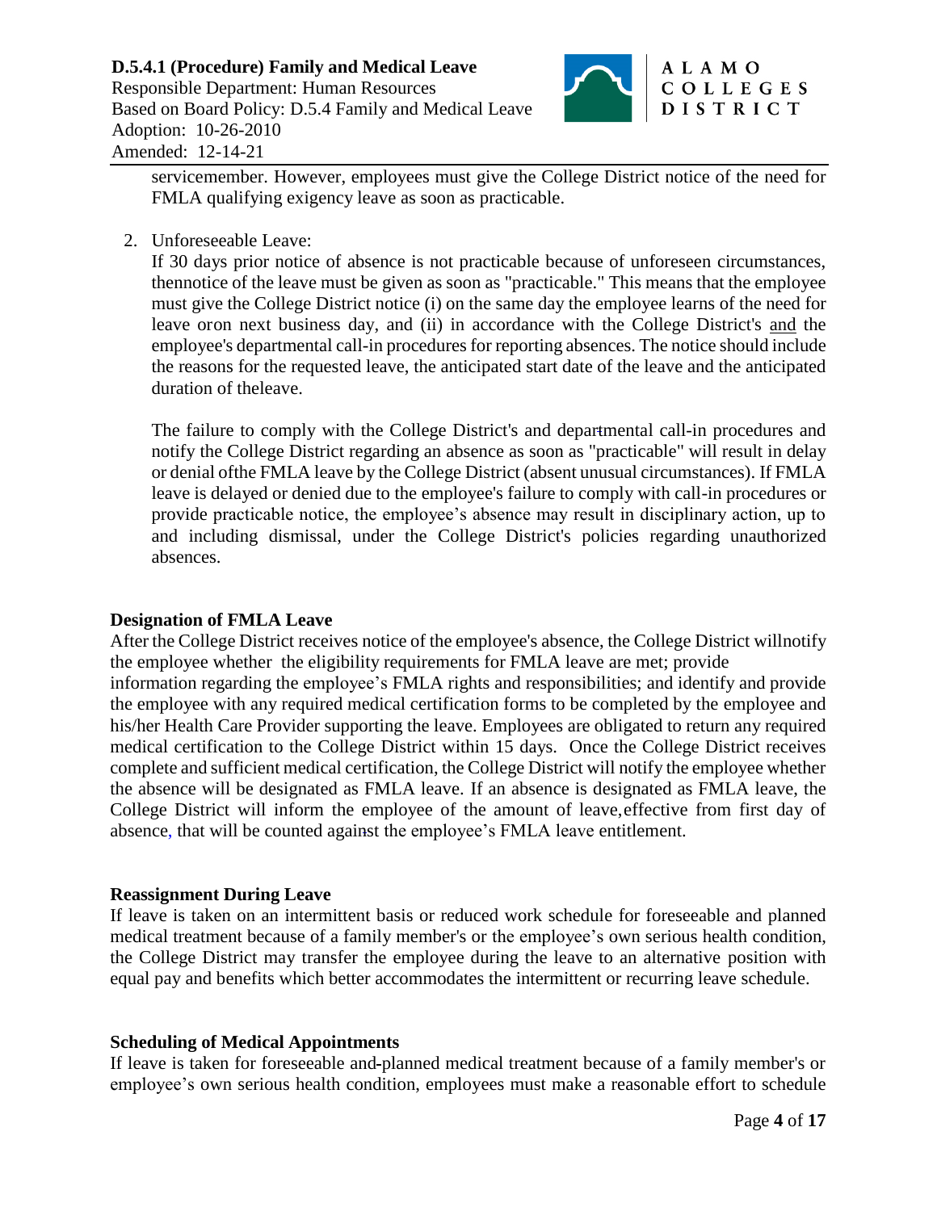servicemember. However, employees must give the College District notice of the need for FMLA qualifying exigency leave as soon as practicable.

2. Unforeseeable Leave:

   If 30 days prior notice of absence is not practicable because of unforeseen circumstances, thennotice of the leave must be given as soon as "practicable." This means that the employee must give the College District notice (i) on the same day the employee learns of the need for leave oron next business day, and (ii) in accordance with the College District's and the employee's departmental call-in procedures for reporting absences. The notice should include the reasons for the requested leave, the anticipated start date of the leave and the anticipated duration of theleave.

   The failure to comply with the College District's and departmental call-in procedures and notify the College District regarding an absence as soon as "practicable" will result in delay or denial ofthe FMLA leave by the College District (absent unusual circumstances). If FMLA leave is delayed or denied due to the employee's failure to comply with call-in procedures or provide practicable notice, the employee's absence may result in disciplinary action, up to and including dismissal, under the College District's policies regarding unauthorized absences.

**Designation of FMLA Leave**

After the College District receives notice of the employee's absence, the College District willnotify the employee whether the eligibility requirements for FMLA leave are met; provide information regarding the employee's FMLA rights and responsibilities; and identify and provide the employee with any required medical certification forms to be completed by the employee and his/her Health Care Provider supporting the leave. Employees are obligated to return any required medical certification to the College District within 15 days. Once the College District receives complete and sufficient medical certification, the College District will notify the employee whether the absence will be designated as FMLA leave. If an absence is designated as FMLA leave, the College District will inform the employee of the amount of leave,effective from first day of absence, that will be counted against the employee's FMLA leave entitlement.

**Reassignment During Leave**

If leave is taken on an intermittent basis or reduced work schedule for foreseeable and planned medical treatment because of a family member's or the employee's own serious health condition, the College District may transfer the employee during the leave to an alternative position with equal pay and benefits which better accommodates the intermittent or recurring leave schedule.

**Scheduling of Medical Appointments**

If leave is taken for foreseeable and-planned medical treatment because of a family member's or employee's own serious health condition, employees must make a reasonable effort to schedule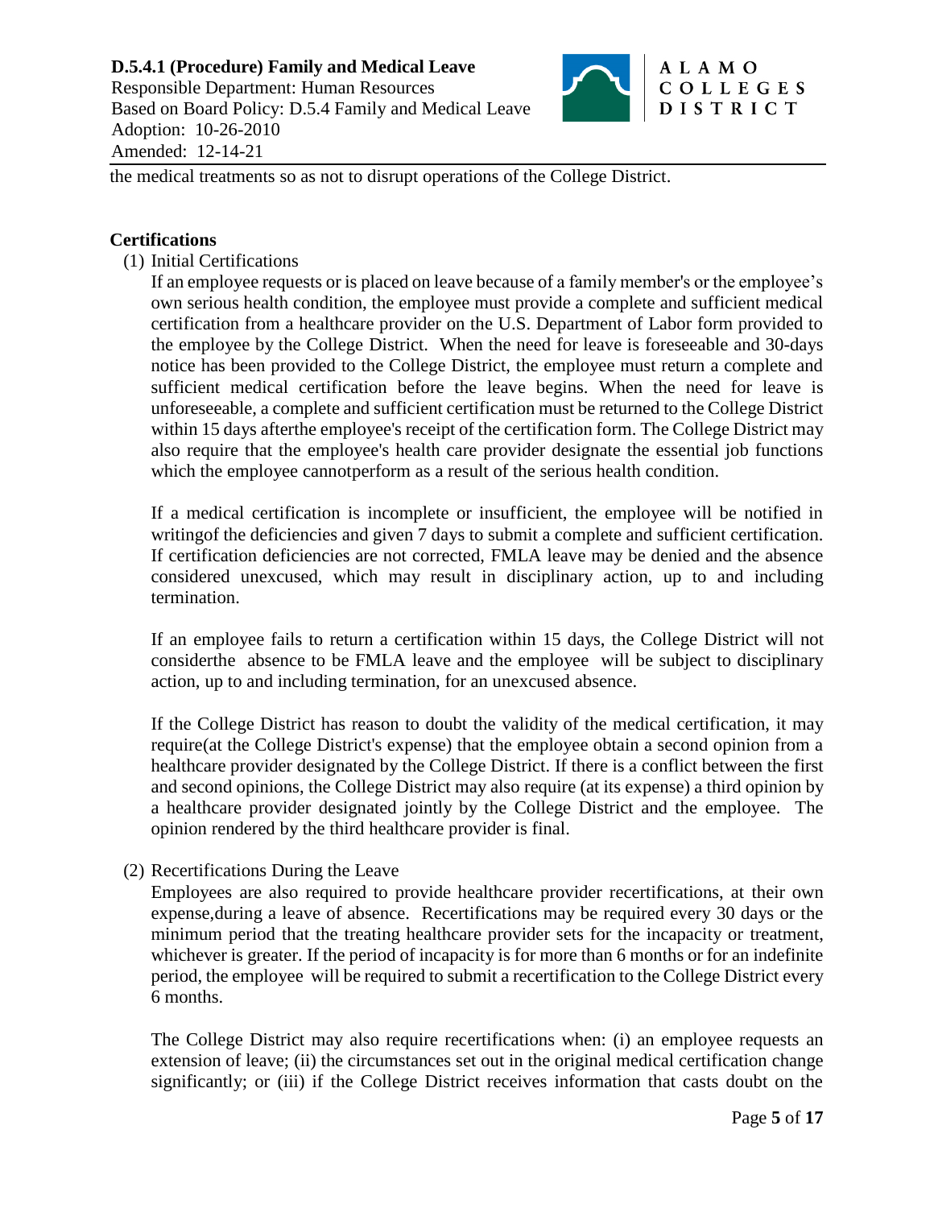the medical treatments so as not to disrupt operations of the College District.

**Certifications**

(1) Initial Certifications

If an employee requests or is placed on leave because of a family member's or the employee's own serious health condition, the employee must provide a complete and sufficient medical certification from a healthcare provider on the U.S. Department of Labor form provided to the employee by the College District. When the need for leave is foreseeable and 30-days notice has been provided to the College District, the employee must return a complete and sufficient medical certification before the leave begins. When the need for leave is unforeseeable, a complete and sufficient certification must be returned to the College District within 15 days afterthe employee's receipt of the certification form. The College District may also require that the employee's health care provider designate the essential job functions which the employee cannotperform as a result of the serious health condition.

If a medical certification is incomplete or insufficient, the employee will be notified in writingof the deficiencies and given 7 days to submit a complete and sufficient certification. If certification deficiencies are not corrected, FMLA leave may be denied and the absence considered unexcused, which may result in disciplinary action, up to and including termination.

If an employee fails to return a certification within 15 days, the College District will not considerthe absence to be FMLA leave and the employee will be subject to disciplinary action, up to and including termination, for an unexcused absence.

If the College District has reason to doubt the validity of the medical certification, it may require(at the College District's expense) that the employee obtain a second opinion from a healthcare provider designated by the College District. If there is a conflict between the first and second opinions, the College District may also require (at its expense) a third opinion by a healthcare provider designated jointly by the College District and the employee. The opinion rendered by the third healthcare provider is final.

(2) Recertifications During the Leave

Employees are also required to provide healthcare provider recertifications, at their own expense,during a leave of absence. Recertifications may be required every 30 days or the minimum period that the treating healthcare provider sets for the incapacity or treatment, whichever is greater. If the period of incapacity is for more than 6 months or for an indefinite period, the employee will be required to submit a recertification to the College District every 6 months.

The College District may also require recertifications when: (i) an employee requests an extension of leave; (ii) the circumstances set out in the original medical certification change significantly; or (iii) if the College District receives information that casts doubt on the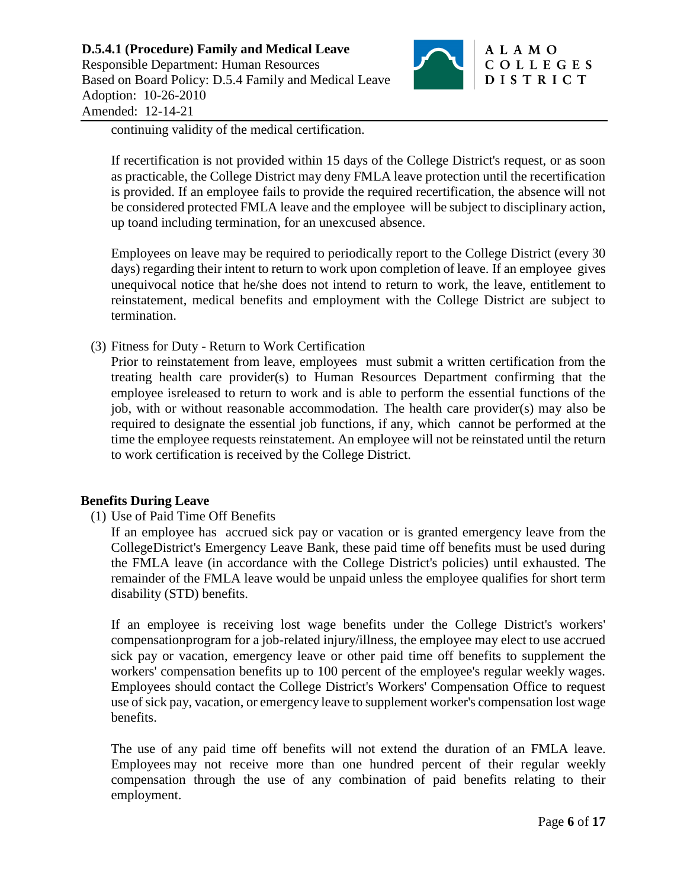continuing validity of the medical certification.

If recertification is not provided within 15 days of the College District's request, or as soon as practicable, the College District may deny FMLA leave protection until the recertification is provided. If an employee fails to provide the required recertification, the absence will not be considered protected FMLA leave and the employee will be subject to disciplinary action, up toand including termination, for an unexcused absence.

Employees on leave may be required to periodically report to the College District (every 30 days) regarding their intent to return to work upon completion of leave. If an employee gives unequivocal notice that he/she does not intend to return to work, the leave, entitlement to reinstatement, medical benefits and employment with the College District are subject to termination.

(3) Fitness for Duty - Return to Work Certification
Prior to reinstatement from leave, employees must submit a written certification from the treating health care provider(s) to Human Resources Department confirming that the employee isreleased to return to work and is able to perform the essential functions of the job, with or without reasonable accommodation. The health care provider(s) may also be required to designate the essential job functions, if any, which cannot be performed at the time the employee requests reinstatement. An employee will not be reinstated until the return to work certification is received by the College District.

**Benefits During Leave**

(1) Use of Paid Time Off Benefits
If an employee has accrued sick pay or vacation or is granted emergency leave from the CollegeDistrict's Emergency Leave Bank, these paid time off benefits must be used during the FMLA leave (in accordance with the College District's policies) until exhausted. The remainder of the FMLA leave would be unpaid unless the employee qualifies for short term disability (STD) benefits.

If an employee is receiving lost wage benefits under the College District's workers' compensationprogram for a job-related injury/illness, the employee may elect to use accrued sick pay or vacation, emergency leave or other paid time off benefits to supplement the workers' compensation benefits up to 100 percent of the employee's regular weekly wages. Employees should contact the College District's Workers' Compensation Office to request use of sick pay, vacation, or emergency leave to supplement worker's compensation lost wage benefits.

The use of any paid time off benefits will not extend the duration of an FMLA leave. Employees may not receive more than one hundred percent of their regular weekly compensation through the use of any combination of paid benefits relating to their employment.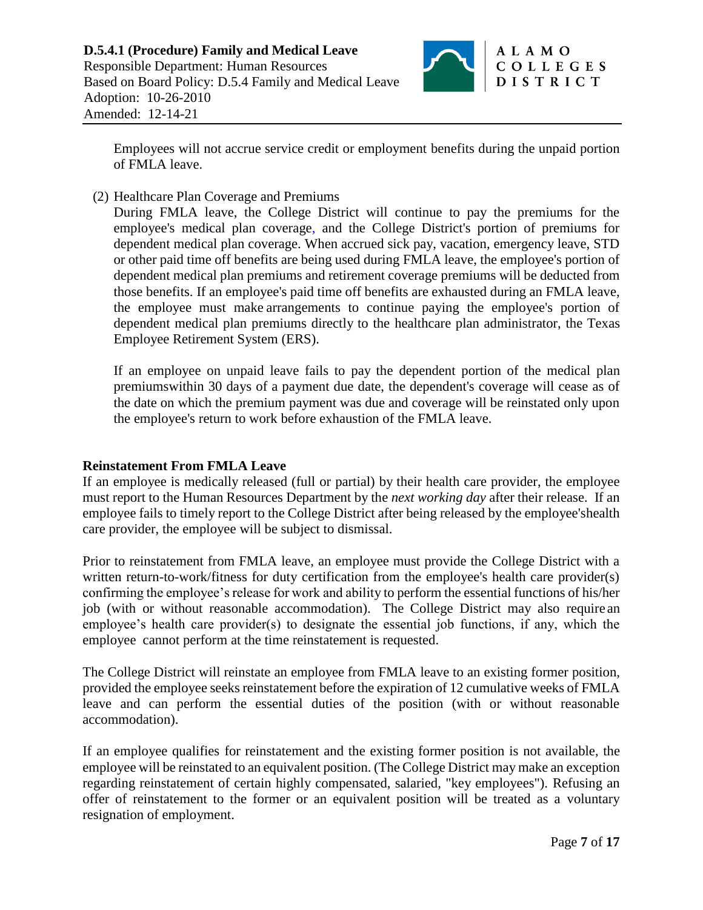Employees will not accrue service credit or employment benefits during the unpaid portion of FMLA leave.

(2) Healthcare Plan Coverage and Premiums

During FMLA leave, the College District will continue to pay the premiums for the employee's medical plan coverage, and the College District's portion of premiums for dependent medical plan coverage. When accrued sick pay, vacation, emergency leave, STD or other paid time off benefits are being used during FMLA leave, the employee's portion of dependent medical plan premiums and retirement coverage premiums will be deducted from those benefits. If an employee's paid time off benefits are exhausted during an FMLA leave, the employee must make arrangements to continue paying the employee's portion of dependent medical plan premiums directly to the healthcare plan administrator, the Texas Employee Retirement System (ERS).

If an employee on unpaid leave fails to pay the dependent portion of the medical plan premiumswithin 30 days of a payment due date, the dependent's coverage will cease as of the date on which the premium payment was due and coverage will be reinstated only upon the employee's return to work before exhaustion of the FMLA leave.

**Reinstatement From FMLA Leave**

If an employee is medically released (full or partial) by their health care provider, the employee must report to the Human Resources Department by the *next working day* after their release. If an employee fails to timely report to the College District after being released by the employee'shealth care provider, the employee will be subject to dismissal.

Prior to reinstatement from FMLA leave, an employee must provide the College District with a written return-to-work/fitness for duty certification from the employee's health care provider(s) confirming the employee's release for work and ability to perform the essential functions of his/her job (with or without reasonable accommodation). The College District may also require an employee's health care provider(s) to designate the essential job functions, if any, which the employee cannot perform at the time reinstatement is requested.

The College District will reinstate an employee from FMLA leave to an existing former position, provided the employee seeks reinstatement before the expiration of 12 cumulative weeks of FMLA leave and can perform the essential duties of the position (with or without reasonable accommodation).

If an employee qualifies for reinstatement and the existing former position is not available, the employee will be reinstated to an equivalent position. (The College District may make an exception regarding reinstatement of certain highly compensated, salaried, "key employees"). Refusing an offer of reinstatement to the former or an equivalent position will be treated as a voluntary resignation of employment.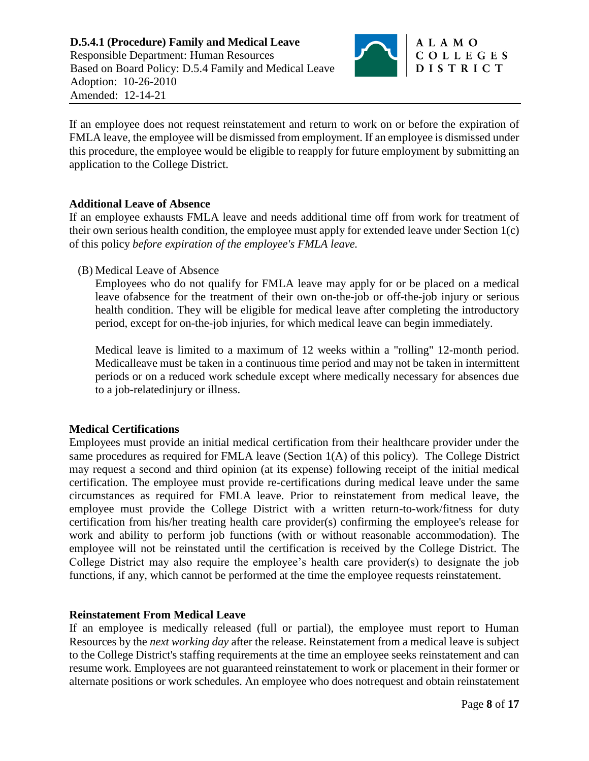If an employee does not request reinstatement and return to work on or before the expiration of FMLA leave, the employee will be dismissed from employment. If an employee is dismissed under this procedure, the employee would be eligible to reapply for future employment by submitting an application to the College District.

**Additional Leave of Absence**

If an employee exhausts FMLA leave and needs additional time off from work for treatment of their own serious health condition, the employee must apply for extended leave under Section 1(c) of this policy *before expiration of the employee's FMLA leave.*

(B) Medical Leave of Absence

Employees who do not qualify for FMLA leave may apply for or be placed on a medical leave ofabsence for the treatment of their own on-the-job or off-the-job injury or serious health condition. They will be eligible for medical leave after completing the introductory period, except for on-the-job injuries, for which medical leave can begin immediately.

Medical leave is limited to a maximum of 12 weeks within a "rolling" 12-month period. Medicalleave must be taken in a continuous time period and may not be taken in intermittent periods or on a reduced work schedule except where medically necessary for absences due to a job-relatedinjury or illness.

**Medical Certifications**

Employees must provide an initial medical certification from their healthcare provider under the same procedures as required for FMLA leave (Section 1(A) of this policy). The College District may request a second and third opinion (at its expense) following receipt of the initial medical certification. The employee must provide re-certifications during medical leave under the same circumstances as required for FMLA leave. Prior to reinstatement from medical leave, the employee must provide the College District with a written return-to-work/fitness for duty certification from his/her treating health care provider(s) confirming the employee's release for work and ability to perform job functions (with or without reasonable accommodation). The employee will not be reinstated until the certification is received by the College District. The College District may also require the employee's health care provider(s) to designate the job functions, if any, which cannot be performed at the time the employee requests reinstatement.

**Reinstatement From Medical Leave**

If an employee is medically released (full or partial), the employee must report to Human Resources by the *next working day* after the release. Reinstatement from a medical leave is subject to the College District's staffing requirements at the time an employee seeks reinstatement and can resume work. Employees are not guaranteed reinstatement to work or placement in their former or alternate positions or work schedules. An employee who does notrequest and obtain reinstatement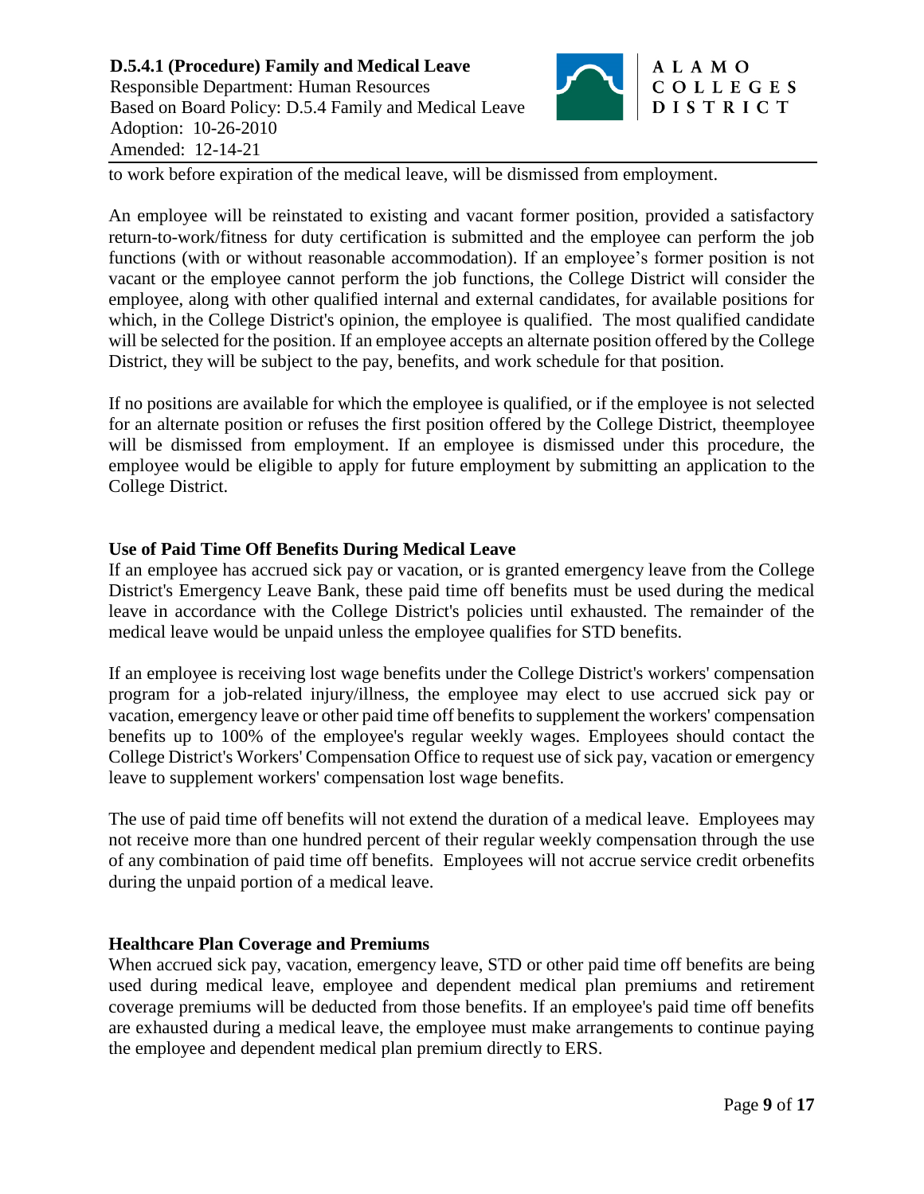to work before expiration of the medical leave, will be dismissed from employment.

An employee will be reinstated to existing and vacant former position, provided a satisfactory return-to-work/fitness for duty certification is submitted and the employee can perform the job functions (with or without reasonable accommodation). If an employee's former position is not vacant or the employee cannot perform the job functions, the College District will consider the employee, along with other qualified internal and external candidates, for available positions for which, in the College District's opinion, the employee is qualified. The most qualified candidate will be selected for the position. If an employee accepts an alternate position offered by the College District, they will be subject to the pay, benefits, and work schedule for that position.

If no positions are available for which the employee is qualified, or if the employee is not selected for an alternate position or refuses the first position offered by the College District, theemployee will be dismissed from employment. If an employee is dismissed under this procedure, the employee would be eligible to apply for future employment by submitting an application to the College District.

### Use of Paid Time Off Benefits During Medical Leave

If an employee has accrued sick pay or vacation, or is granted emergency leave from the College District's Emergency Leave Bank, these paid time off benefits must be used during the medical leave in accordance with the College District's policies until exhausted. The remainder of the medical leave would be unpaid unless the employee qualifies for STD benefits.

If an employee is receiving lost wage benefits under the College District's workers' compensation program for a job-related injury/illness, the employee may elect to use accrued sick pay or vacation, emergency leave or other paid time off benefits to supplement the workers' compensation benefits up to 100% of the employee's regular weekly wages. Employees should contact the College District's Workers' Compensation Office to request use of sick pay, vacation or emergency leave to supplement workers' compensation lost wage benefits.

The use of paid time off benefits will not extend the duration of a medical leave. Employees may not receive more than one hundred percent of their regular weekly compensation through the use of any combination of paid time off benefits. Employees will not accrue service credit orbenefits during the unpaid portion of a medical leave.

### Healthcare Plan Coverage and Premiums

When accrued sick pay, vacation, emergency leave, STD or other paid time off benefits are being used during medical leave, employee and dependent medical plan premiums and retirement coverage premiums will be deducted from those benefits. If an employee's paid time off benefits are exhausted during a medical leave, the employee must make arrangements to continue paying the employee and dependent medical plan premium directly to ERS.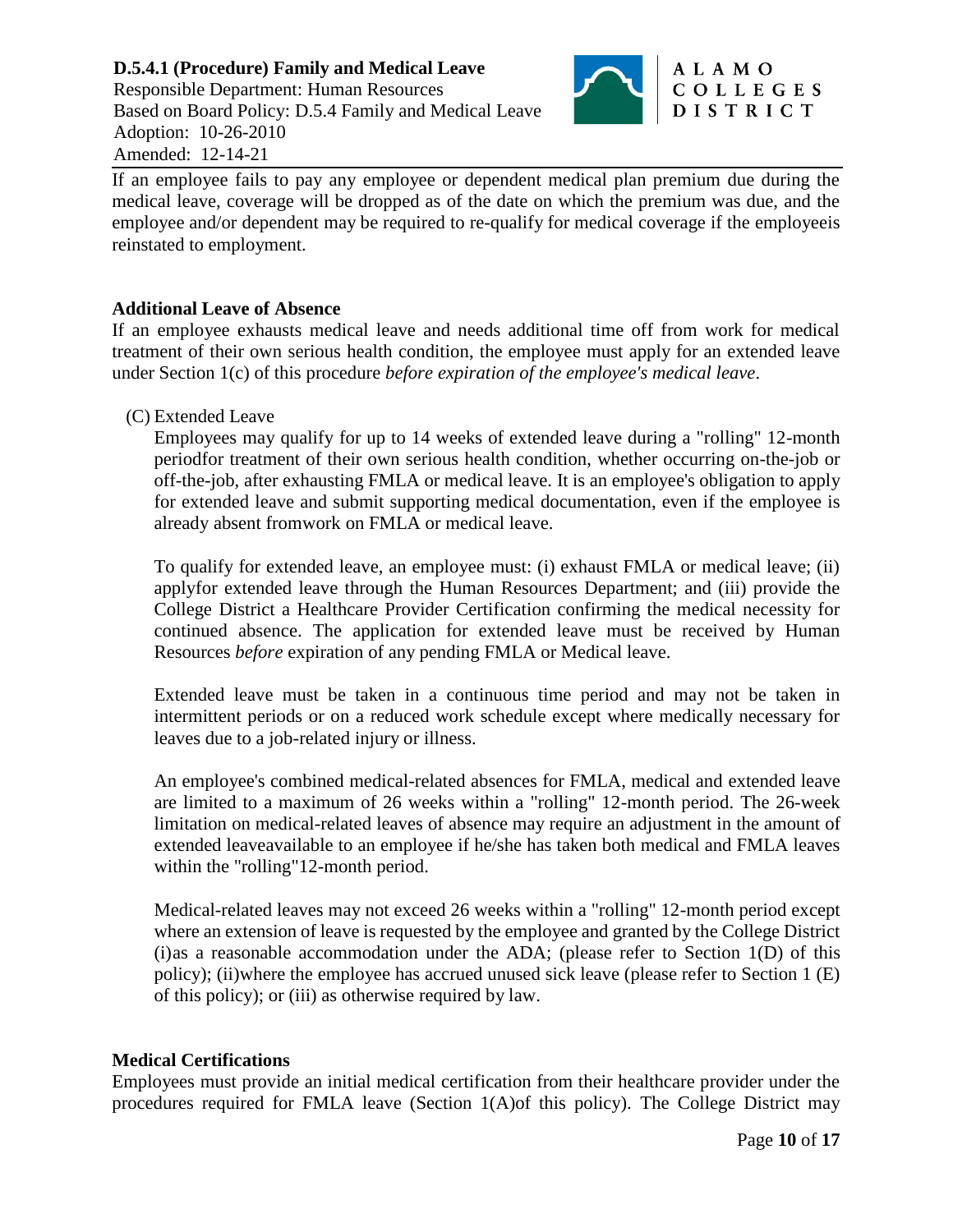If an employee fails to pay any employee or dependent medical plan premium due during the medical leave, coverage will be dropped as of the date on which the premium was due, and the employee and/or dependent may be required to re-qualify for medical coverage if the employeeis reinstated to employment.

**Additional Leave of Absence**

If an employee exhausts medical leave and needs additional time off from work for medical treatment of their own serious health condition, the employee must apply for an extended leave under Section 1(c) of this procedure *before expiration of the employee's medical leave*.

(C) Extended Leave

Employees may qualify for up to 14 weeks of extended leave during a "rolling" 12-month periodfor treatment of their own serious health condition, whether occurring on-the-job or off-the-job, after exhausting FMLA or medical leave. It is an employee's obligation to apply for extended leave and submit supporting medical documentation, even if the employee is already absent fromwork on FMLA or medical leave.

To qualify for extended leave, an employee must: (i) exhaust FMLA or medical leave; (ii) applyfor extended leave through the Human Resources Department; and (iii) provide the College District a Healthcare Provider Certification confirming the medical necessity for continued absence. The application for extended leave must be received by Human Resources *before* expiration of any pending FMLA or Medical leave.

Extended leave must be taken in a continuous time period and may not be taken in intermittent periods or on a reduced work schedule except where medically necessary for leaves due to a job-related injury or illness.

An employee's combined medical-related absences for FMLA, medical and extended leave are limited to a maximum of 26 weeks within a "rolling" 12-month period. The 26-week limitation on medical-related leaves of absence may require an adjustment in the amount of extended leaveavailable to an employee if he/she has taken both medical and FMLA leaves within the "rolling"12-month period.

Medical-related leaves may not exceed 26 weeks within a "rolling" 12-month period except where an extension of leave is requested by the employee and granted by the College District (i)as a reasonable accommodation under the ADA; (please refer to Section 1(D) of this policy); (ii)where the employee has accrued unused sick leave (please refer to Section 1 (E) of this policy); or (iii) as otherwise required by law.

**Medical Certifications**

Employees must provide an initial medical certification from their healthcare provider under the procedures required for FMLA leave (Section 1(A)of this policy). The College District may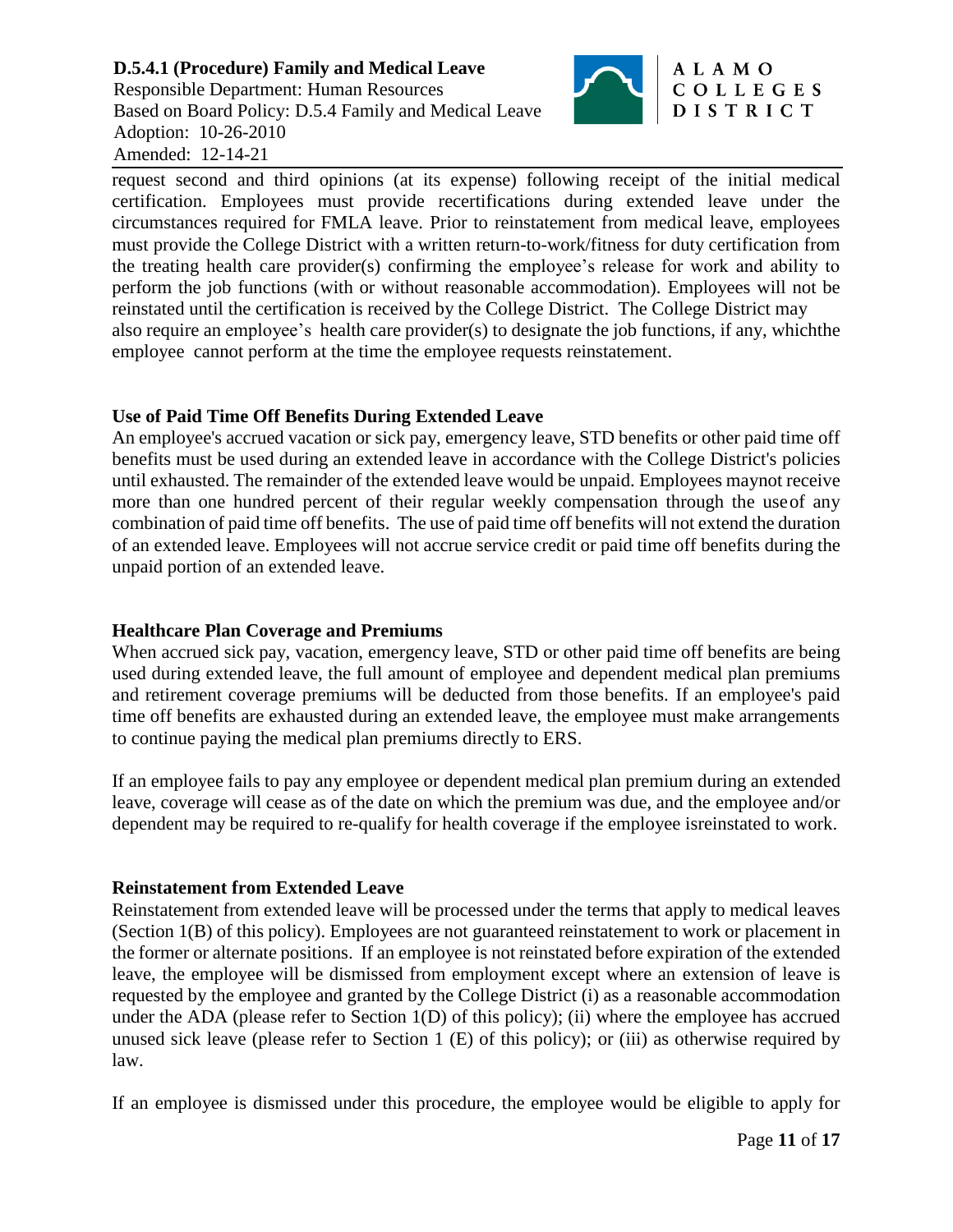request second and third opinions (at its expense) following receipt of the initial medical certification. Employees must provide recertifications during extended leave under the circumstances required for FMLA leave. Prior to reinstatement from medical leave, employees must provide the College District with a written return-to-work/fitness for duty certification from the treating health care provider(s) confirming the employee's release for work and ability to perform the job functions (with or without reasonable accommodation). Employees will not be reinstated until the certification is received by the College District. The College District may also require an employee's health care provider(s) to designate the job functions, if any, whichthe employee cannot perform at the time the employee requests reinstatement.

**Use of Paid Time Off Benefits During Extended Leave**

An employee's accrued vacation or sick pay, emergency leave, STD benefits or other paid time off benefits must be used during an extended leave in accordance with the College District's policies until exhausted. The remainder of the extended leave would be unpaid. Employees maynot receive more than one hundred percent of their regular weekly compensation through the useof any combination of paid time off benefits. The use of paid time off benefits will not extend the duration of an extended leave. Employees will not accrue service credit or paid time off benefits during the unpaid portion of an extended leave.

**Healthcare Plan Coverage and Premiums**

When accrued sick pay, vacation, emergency leave, STD or other paid time off benefits are being used during extended leave, the full amount of employee and dependent medical plan premiums and retirement coverage premiums will be deducted from those benefits. If an employee's paid time off benefits are exhausted during an extended leave, the employee must make arrangements to continue paying the medical plan premiums directly to ERS.

If an employee fails to pay any employee or dependent medical plan premium during an extended leave, coverage will cease as of the date on which the premium was due, and the employee and/or dependent may be required to re-qualify for health coverage if the employee isreinstated to work.

**Reinstatement from Extended Leave**

Reinstatement from extended leave will be processed under the terms that apply to medical leaves (Section 1(B) of this policy). Employees are not guaranteed reinstatement to work or placement in the former or alternate positions. If an employee is not reinstated before expiration of the extended leave, the employee will be dismissed from employment except where an extension of leave is requested by the employee and granted by the College District (i) as a reasonable accommodation under the ADA (please refer to Section 1(D) of this policy); (ii) where the employee has accrued unused sick leave (please refer to Section 1 (E) of this policy); or (iii) as otherwise required by law.

If an employee is dismissed under this procedure, the employee would be eligible to apply for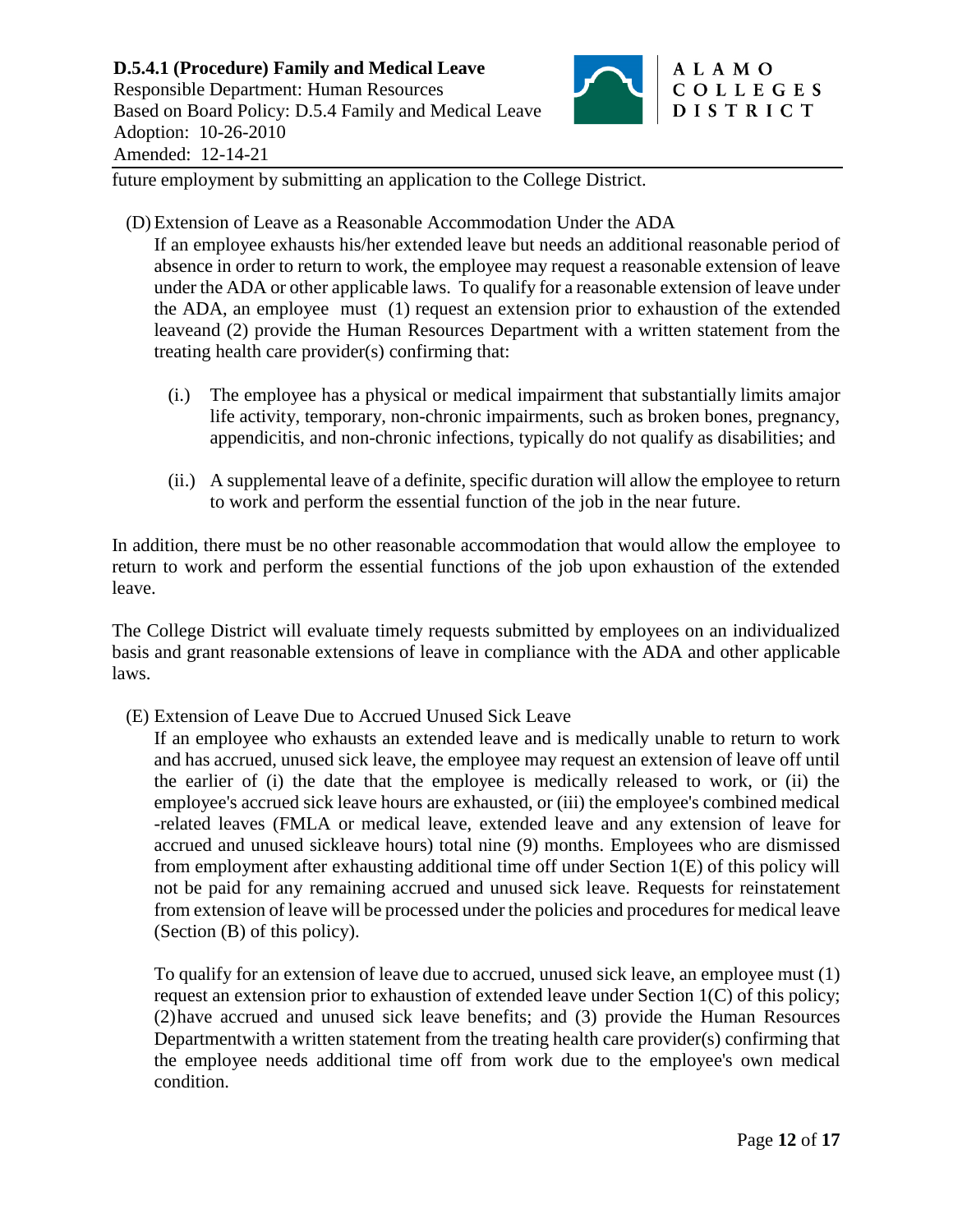future employment by submitting an application to the College District.

(D) Extension of Leave as a Reasonable Accommodation Under the ADA

If an employee exhausts his/her extended leave but needs an additional reasonable period of absence in order to return to work, the employee may request a reasonable extension of leave under the ADA or other applicable laws. To qualify for a reasonable extension of leave under the ADA, an employee must (1) request an extension prior to exhaustion of the extended leaveand (2) provide the Human Resources Department with a written statement from the treating health care provider(s) confirming that:

(i.) The employee has a physical or medical impairment that substantially limits amajor life activity, temporary, non-chronic impairments, such as broken bones, pregnancy, appendicitis, and non-chronic infections, typically do not qualify as disabilities; and

(ii.) A supplemental leave of a definite, specific duration will allow the employee to return to work and perform the essential function of the job in the near future.

In addition, there must be no other reasonable accommodation that would allow the employee to return to work and perform the essential functions of the job upon exhaustion of the extended leave.

The College District will evaluate timely requests submitted by employees on an individualized basis and grant reasonable extensions of leave in compliance with the ADA and other applicable laws.

(E) Extension of Leave Due to Accrued Unused Sick Leave

If an employee who exhausts an extended leave and is medically unable to return to work and has accrued, unused sick leave, the employee may request an extension of leave off until the earlier of (i) the date that the employee is medically released to work, or (ii) the employee's accrued sick leave hours are exhausted, or (iii) the employee's combined medical -related leaves (FMLA or medical leave, extended leave and any extension of leave for accrued and unused sickleave hours) total nine (9) months. Employees who are dismissed from employment after exhausting additional time off under Section 1(E) of this policy will not be paid for any remaining accrued and unused sick leave. Requests for reinstatement from extension of leave will be processed under the policies and procedures for medical leave (Section (B) of this policy).

To qualify for an extension of leave due to accrued, unused sick leave, an employee must (1) request an extension prior to exhaustion of extended leave under Section 1(C) of this policy; (2)have accrued and unused sick leave benefits; and (3) provide the Human Resources Departmentwith a written statement from the treating health care provider(s) confirming that the employee needs additional time off from work due to the employee's own medical condition.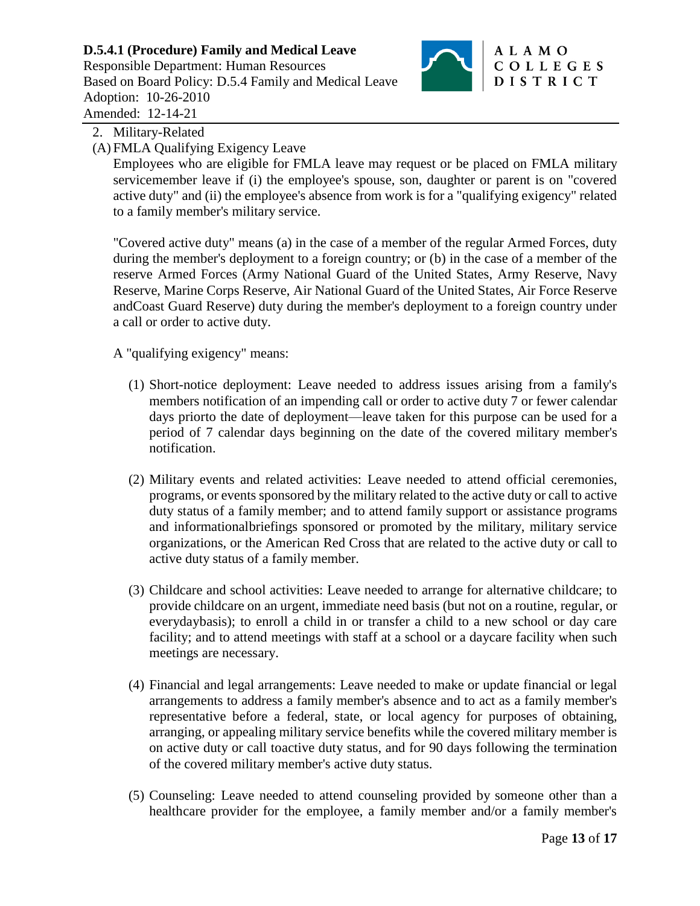2. Military-Related

(A) FMLA Qualifying Exigency Leave

Employees who are eligible for FMLA leave may request or be placed on FMLA military servicemember leave if (i) the employee's spouse, son, daughter or parent is on "covered active duty" and (ii) the employee's absence from work is for a "qualifying exigency" related to a family member's military service.

"Covered active duty" means (a) in the case of a member of the regular Armed Forces, duty during the member's deployment to a foreign country; or (b) in the case of a member of the reserve Armed Forces (Army National Guard of the United States, Army Reserve, Navy Reserve, Marine Corps Reserve, Air National Guard of the United States, Air Force Reserve andCoast Guard Reserve) duty during the member's deployment to a foreign country under a call or order to active duty.

A "qualifying exigency" means:

(1) Short-notice deployment: Leave needed to address issues arising from a family's members notification of an impending call or order to active duty 7 or fewer calendar days priorto the date of deployment—leave taken for this purpose can be used for a period of 7 calendar days beginning on the date of the covered military member's notification.

(2) Military events and related activities: Leave needed to attend official ceremonies, programs, or events sponsored by the military related to the active duty or call to active duty status of a family member; and to attend family support or assistance programs and informationalbriefings sponsored or promoted by the military, military service organizations, or the American Red Cross that are related to the active duty or call to active duty status of a family member.

(3) Childcare and school activities: Leave needed to arrange for alternative childcare; to provide childcare on an urgent, immediate need basis (but not on a routine, regular, or everydaybasis); to enroll a child in or transfer a child to a new school or day care facility; and to attend meetings with staff at a school or a daycare facility when such meetings are necessary.

(4) Financial and legal arrangements: Leave needed to make or update financial or legal arrangements to address a family member's absence and to act as a family member's representative before a federal, state, or local agency for purposes of obtaining, arranging, or appealing military service benefits while the covered military member is on active duty or call toactive duty status, and for 90 days following the termination of the covered military member's active duty status.

(5) Counseling: Leave needed to attend counseling provided by someone other than a healthcare provider for the employee, a family member and/or a family member's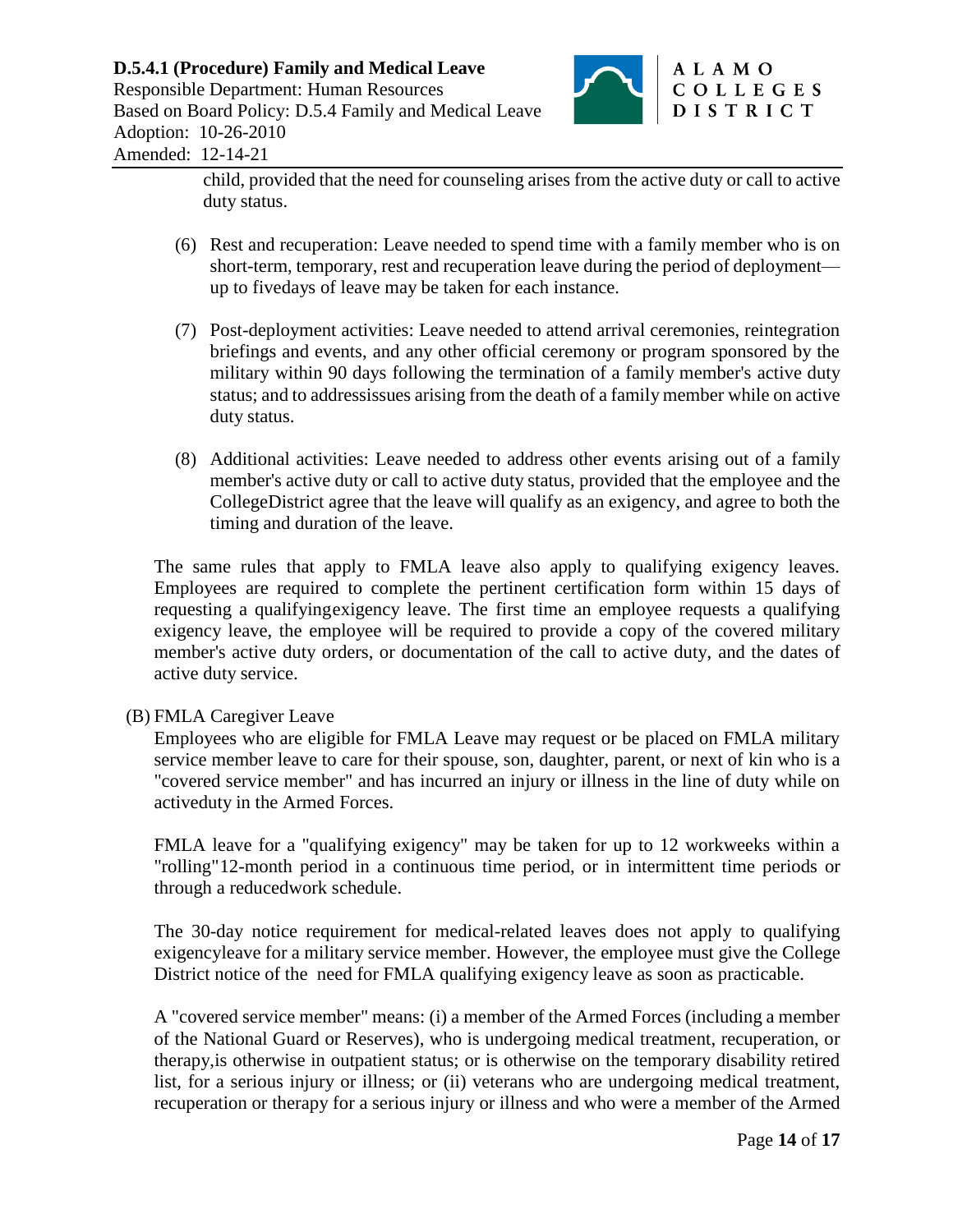child, provided that the need for counseling arises from the active duty or call to active duty status.

(6) Rest and recuperation: Leave needed to spend time with a family member who is on short-term, temporary, rest and recuperation leave during the period of deployment—up to fivedays of leave may be taken for each instance.

(7) Post-deployment activities: Leave needed to attend arrival ceremonies, reintegration briefings and events, and any other official ceremony or program sponsored by the military within 90 days following the termination of a family member's active duty status; and to addressissues arising from the death of a family member while on active duty status.

(8) Additional activities: Leave needed to address other events arising out of a family member's active duty or call to active duty status, provided that the employee and the CollegeDistrict agree that the leave will qualify as an exigency, and agree to both the timing and duration of the leave.

The same rules that apply to FMLA leave also apply to qualifying exigency leaves. Employees are required to complete the pertinent certification form within 15 days of requesting a qualifyingexigency leave. The first time an employee requests a qualifying exigency leave, the employee will be required to provide a copy of the covered military member's active duty orders, or documentation of the call to active duty, and the dates of active duty service.

(B) FMLA Caregiver Leave

Employees who are eligible for FMLA Leave may request or be placed on FMLA military service member leave to care for their spouse, son, daughter, parent, or next of kin who is a "covered service member" and has incurred an injury or illness in the line of duty while on activeduty in the Armed Forces.

FMLA leave for a "qualifying exigency" may be taken for up to 12 workweeks within a "rolling"12-month period in a continuous time period, or in intermittent time periods or through a reducedwork schedule.

The 30-day notice requirement for medical-related leaves does not apply to qualifying exigencyleave for a military service member. However, the employee must give the College District notice of the need for FMLA qualifying exigency leave as soon as practicable.

A "covered service member" means: (i) a member of the Armed Forces (including a member of the National Guard or Reserves), who is undergoing medical treatment, recuperation, or therapy,is otherwise in outpatient status; or is otherwise on the temporary disability retired list, for a serious injury or illness; or (ii) veterans who are undergoing medical treatment, recuperation or therapy for a serious injury or illness and who were a member of the Armed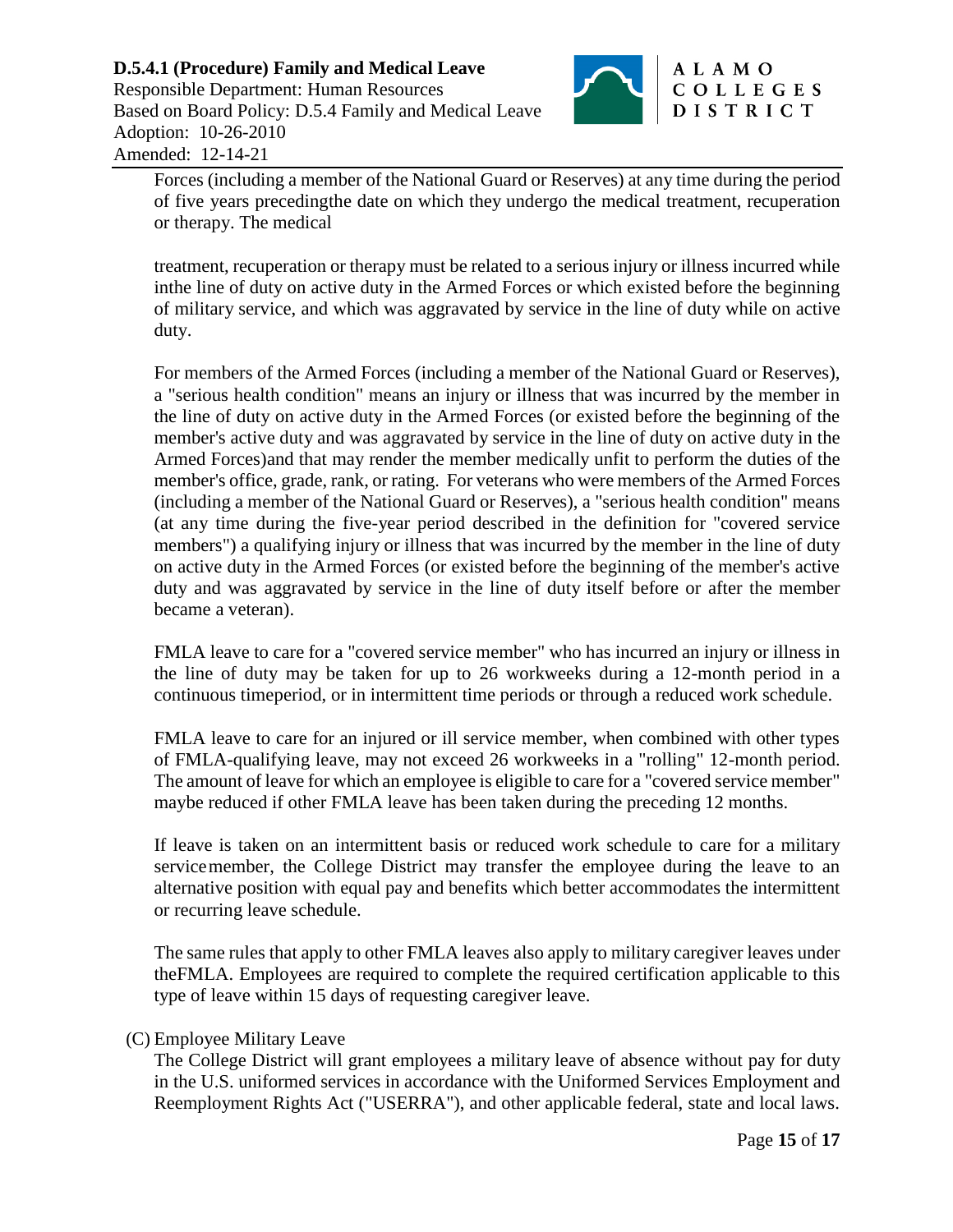Forces (including a member of the National Guard or Reserves) at any time during the period of five years precedingthe date on which they undergo the medical treatment, recuperation or therapy. The medical

treatment, recuperation or therapy must be related to a serious injury or illness incurred while inthe line of duty on active duty in the Armed Forces or which existed before the beginning of military service, and which was aggravated by service in the line of duty while on active duty.

For members of the Armed Forces (including a member of the National Guard or Reserves), a "serious health condition" means an injury or illness that was incurred by the member in the line of duty on active duty in the Armed Forces (or existed before the beginning of the member's active duty and was aggravated by service in the line of duty on active duty in the Armed Forces)and that may render the member medically unfit to perform the duties of the member's office, grade, rank, or rating. For veterans who were members of the Armed Forces (including a member of the National Guard or Reserves), a "serious health condition" means (at any time during the five-year period described in the definition for "covered service members") a qualifying injury or illness that was incurred by the member in the line of duty on active duty in the Armed Forces (or existed before the beginning of the member's active duty and was aggravated by service in the line of duty itself before or after the member became a veteran).

FMLA leave to care for a "covered service member" who has incurred an injury or illness in the line of duty may be taken for up to 26 workweeks during a 12-month period in a continuous timeperiod, or in intermittent time periods or through a reduced work schedule.

FMLA leave to care for an injured or ill service member, when combined with other types of FMLA-qualifying leave, may not exceed 26 workweeks in a "rolling" 12-month period. The amount of leave for which an employee is eligible to care for a "covered service member" maybe reduced if other FMLA leave has been taken during the preceding 12 months.

If leave is taken on an intermittent basis or reduced work schedule to care for a military servicemember, the College District may transfer the employee during the leave to an alternative position with equal pay and benefits which better accommodates the intermittent or recurring leave schedule.

The same rules that apply to other FMLA leaves also apply to military caregiver leaves under theFMLA. Employees are required to complete the required certification applicable to this type of leave within 15 days of requesting caregiver leave.

(C) Employee Military Leave

The College District will grant employees a military leave of absence without pay for duty in the U.S. uniformed services in accordance with the Uniformed Services Employment and Reemployment Rights Act ("USERRA"), and other applicable federal, state and local laws.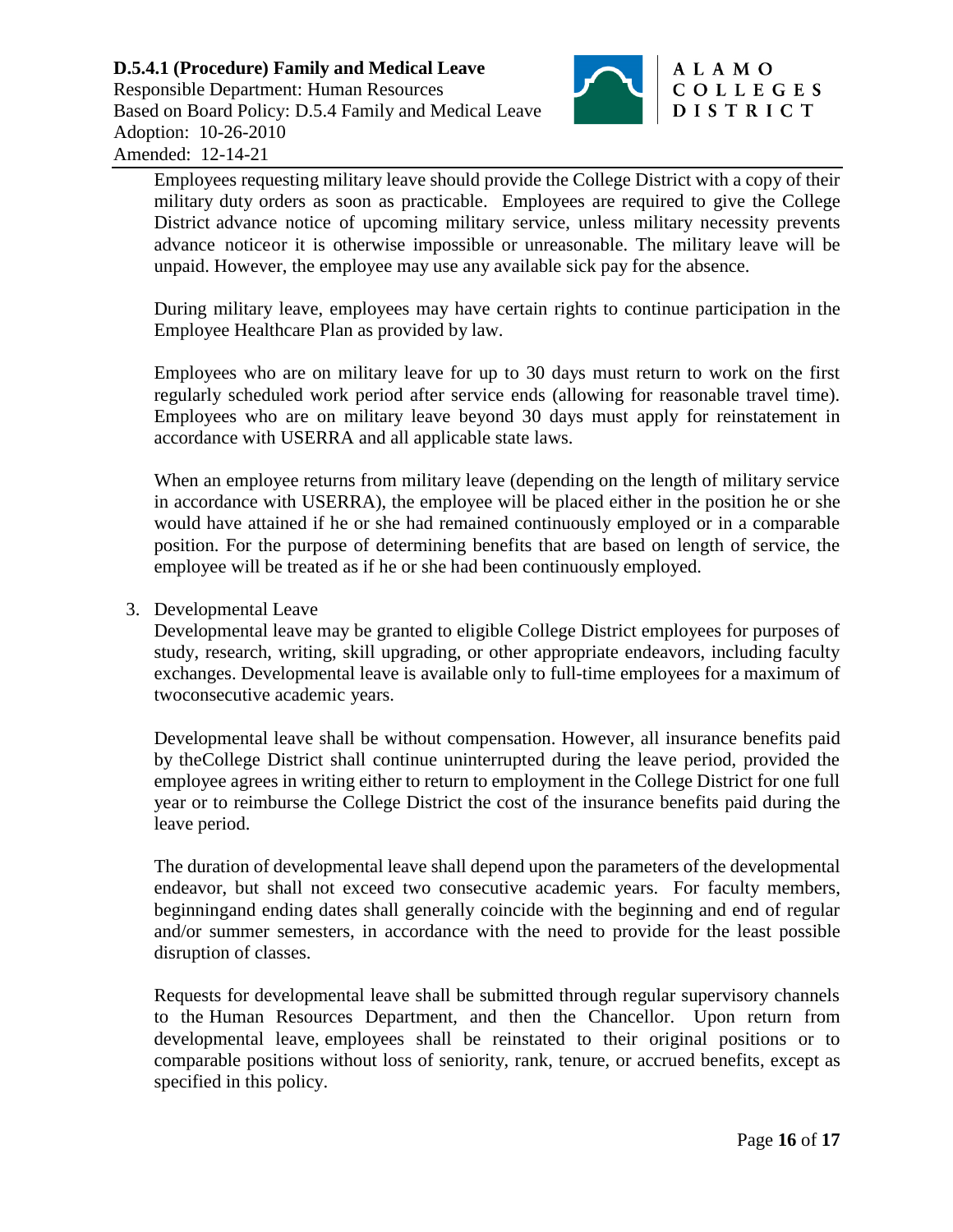Employees requesting military leave should provide the College District with a copy of their military duty orders as soon as practicable. Employees are required to give the College District advance notice of upcoming military service, unless military necessity prevents advance noticeor it is otherwise impossible or unreasonable. The military leave will be unpaid. However, the employee may use any available sick pay for the absence.

During military leave, employees may have certain rights to continue participation in the Employee Healthcare Plan as provided by law.

Employees who are on military leave for up to 30 days must return to work on the first regularly scheduled work period after service ends (allowing for reasonable travel time). Employees who are on military leave beyond 30 days must apply for reinstatement in accordance with USERRA and all applicable state laws.

When an employee returns from military leave (depending on the length of military service in accordance with USERRA), the employee will be placed either in the position he or she would have attained if he or she had remained continuously employed or in a comparable position. For the purpose of determining benefits that are based on length of service, the employee will be treated as if he or she had been continuously employed.

3. Developmental Leave

   Developmental leave may be granted to eligible College District employees for purposes of study, research, writing, skill upgrading, or other appropriate endeavors, including faculty exchanges. Developmental leave is available only to full-time employees for a maximum of twoconsecutive academic years.

   Developmental leave shall be without compensation. However, all insurance benefits paid by theCollege District shall continue uninterrupted during the leave period, provided the employee agrees in writing either to return to employment in the College District for one full year or to reimburse the College District the cost of the insurance benefits paid during the leave period.

   The duration of developmental leave shall depend upon the parameters of the developmental endeavor, but shall not exceed two consecutive academic years. For faculty members, beginningand ending dates shall generally coincide with the beginning and end of regular and/or summer semesters, in accordance with the need to provide for the least possible disruption of classes.

   Requests for developmental leave shall be submitted through regular supervisory channels to the Human Resources Department, and then the Chancellor. Upon return from developmental leave, employees shall be reinstated to their original positions or to comparable positions without loss of seniority, rank, tenure, or accrued benefits, except as specified in this policy.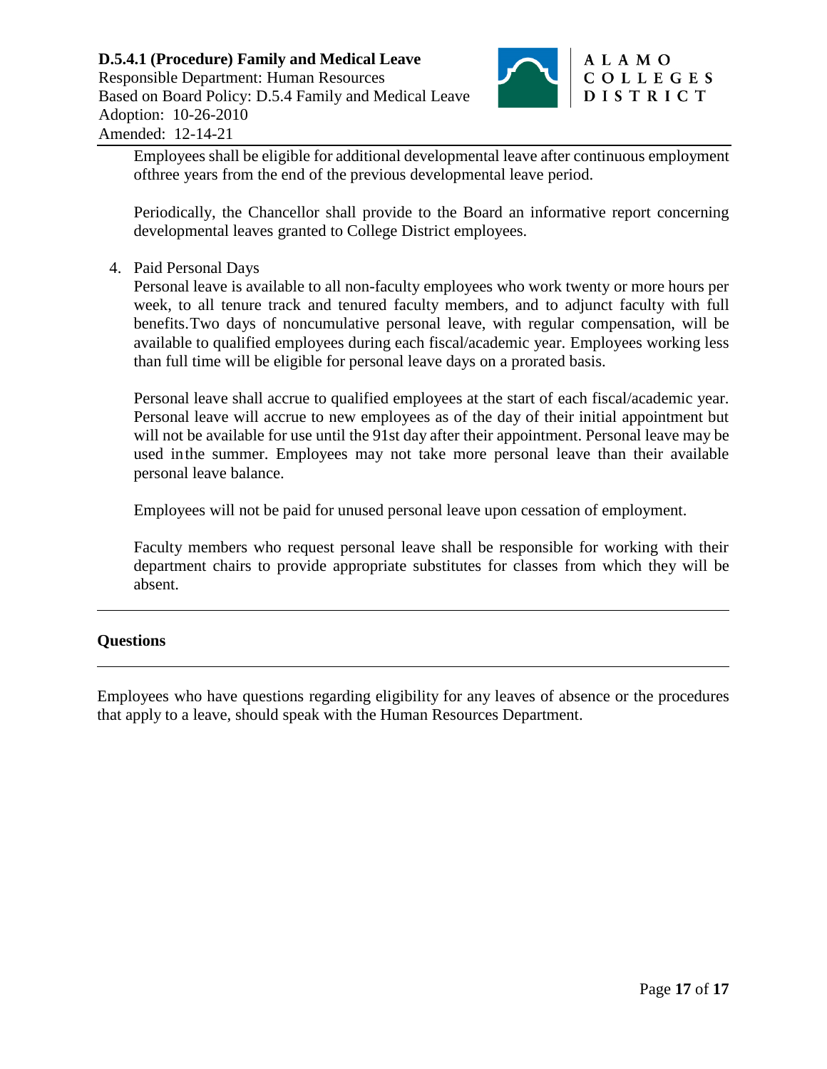Employees shall be eligible for additional developmental leave after continuous employment ofthree years from the end of the previous developmental leave period.

Periodically, the Chancellor shall provide to the Board an informative report concerning developmental leaves granted to College District employees.

4. Paid Personal Days

   Personal leave is available to all non-faculty employees who work twenty or more hours per week, to all tenure track and tenured faculty members, and to adjunct faculty with full benefits.Two days of noncumulative personal leave, with regular compensation, will be available to qualified employees during each fiscal/academic year. Employees working less than full time will be eligible for personal leave days on a prorated basis.

   Personal leave shall accrue to qualified employees at the start of each fiscal/academic year. Personal leave will accrue to new employees as of the day of their initial appointment but will not be available for use until the 91st day after their appointment. Personal leave may be used inthe summer. Employees may not take more personal leave than their available personal leave balance.

   Employees will not be paid for unused personal leave upon cessation of employment.

   Faculty members who request personal leave shall be responsible for working with their department chairs to provide appropriate substitutes for classes from which they will be absent.

## Questions

Employees who have questions regarding eligibility for any leaves of absence or the procedures that apply to a leave, should speak with the Human Resources Department.